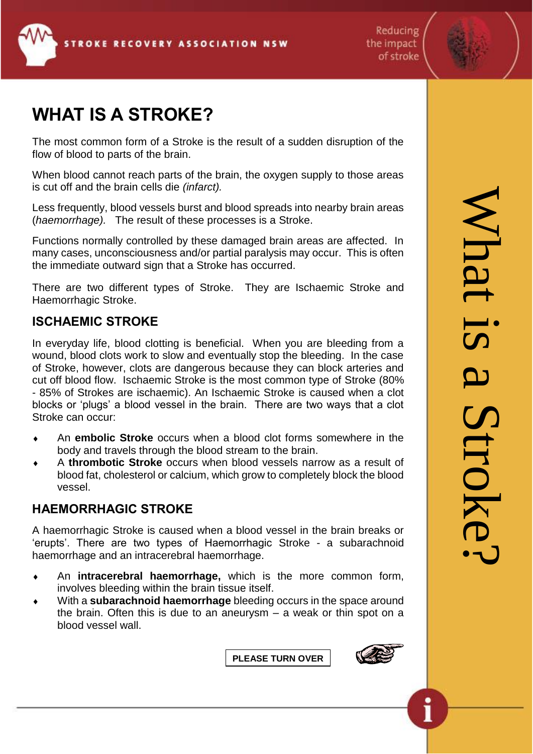STROKE RECOVERY ASSOCIATION NSW

Reducing the impact of stroke

# WHAT IS A STROKE?

The most common form of a Stroke is the result of a sudden disruption of the flow of blood to parts of the brain.

When blood cannot reach parts of the brain, the oxygen supply to those areas is cut off and the brain cells die *(infarct).*

Less frequently, blood vessels burst and blood spreads into nearby brain areas (*haemorrhage).* The result of these processes is a Stroke.

Functions normally controlled by these damaged brain areas are affected. In many cases, unconsciousness and/or partial paralysis may occur. This is often the immediate outward sign that a Stroke has occurred.

There are two different types of Stroke. They are Ischaemic Stroke and Haemorrhagic Stroke.

## ISCHAEMIC STROKE

In everyday life, blood clotting is beneficial. When you are bleeding from a wound, blood clots work to slow and eventually stop the bleeding. In the case of Stroke, however, clots are dangerous because they can block arteries and cut off blood flow. Ischaemic Stroke is the most common type of Stroke (80% - 85% of Strokes are ischaemic). An Ischaemic Stroke is caused when a clot blocks or 'plugs' a blood vessel in the brain. There are two ways that a clot Stroke can occur:

- An **embolic Stroke** occurs when a blood clot forms somewhere in the body and travels through the blood stream to the brain.
- A **thrombotic Stroke** occurs when blood vessels narrow as a result of blood fat, cholesterol or calcium, which grow to completely block the blood vessel.

## HAEMORRHAGIC STROKE

A haemorrhagic Stroke is caused when a blood vessel in the brain breaks or 'erupts'. There are two types of Haemorrhagic Stroke - a subarachnoid haemorrhage and an intracerebral haemorrhage.

- An **intracerebral haemorrhage,** which is the more common form, involves bleeding within the brain tissue itself.
- With a **subarachnoid haemorrhage** bleeding occurs in the space around the brain. Often this is due to an aneurysm – a weak or thin spot on a blood vessel wall.

**PLEASE TURN OVER**

What is a Stroke?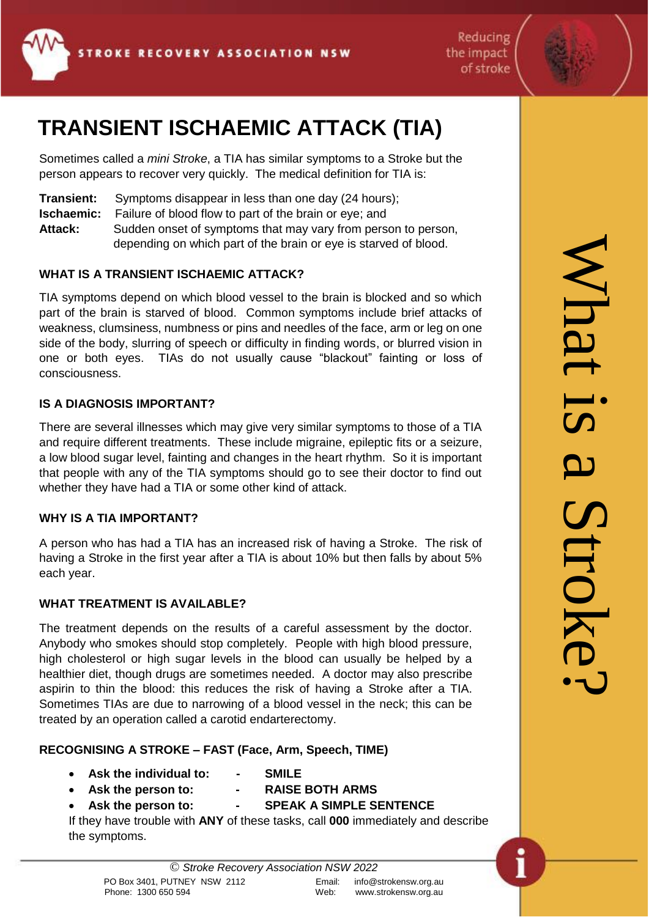STROKE RECOVERY ASSOCIATION NSW

Reducing the impact of stroke

# TRANSIENT ISCHAEMIC ATTACK (TIA)

Sometimes called a *mini Stroke*, a TIA has similar symptoms to a Stroke but the person appears to recover very quickly. The medical definition for TIA is:

**Transient:** Symptoms disappear in less than one day (24 hours);
**Ischaemic:** Failure of blood flow to part of the brain or eye; and
**Attack:** Sudden onset of symptoms that may vary from person to person, depending on which part of the brain or eye is starved of blood.

### WHAT IS A TRANSIENT ISCHAEMIC ATTACK?

TIA symptoms depend on which blood vessel to the brain is blocked and so which part of the brain is starved of blood. Common symptoms include brief attacks of weakness, clumsiness, numbness or pins and needles of the face, arm or leg on one side of the body, slurring of speech or difficulty in finding words, or blurred vision in one or both eyes. TIAs do not usually cause "blackout" fainting or loss of consciousness.

### IS A DIAGNOSIS IMPORTANT?

There are several illnesses which may give very similar symptoms to those of a TIA and require different treatments. These include migraine, epileptic fits or a seizure, a low blood sugar level, fainting and changes in the heart rhythm. So it is important that people with any of the TIA symptoms should go to see their doctor to find out whether they have had a TIA or some other kind of attack.

### WHY IS A TIA IMPORTANT?

A person who has had a TIA has an increased risk of having a Stroke. The risk of having a Stroke in the first year after a TIA is about 10% but then falls by about 5% each year.

### WHAT TREATMENT IS AVAILABLE?

The treatment depends on the results of a careful assessment by the doctor. Anybody who smokes should stop completely. People with high blood pressure, high cholesterol or high sugar levels in the blood can usually be helped by a healthier diet, though drugs are sometimes needed. A doctor may also prescribe aspirin to thin the blood: this reduces the risk of having a Stroke after a TIA. Sometimes TIAs are due to narrowing of a blood vessel in the neck; this can be treated by an operation called a carotid endarterectomy.

### RECOGNISING A STROKE – FAST (Face, Arm, Speech, TIME)

- **Ask the individual to: - SMILE**
- **Ask the person to: - RAISE BOTH ARMS**
- **Ask the person to: - SPEAK A SIMPLE SENTENCE**

If they have trouble with **ANY** of these tasks, call **000** immediately and describe the symptoms.

What is a Stroke?

© *Stroke Recovery Association NSW 2022*

PO Box 3401, PUTNEY NSW 2112
Phone: 1300 650 594
Email: info@strokensw.org.au
Web: www.strokensw.org.au